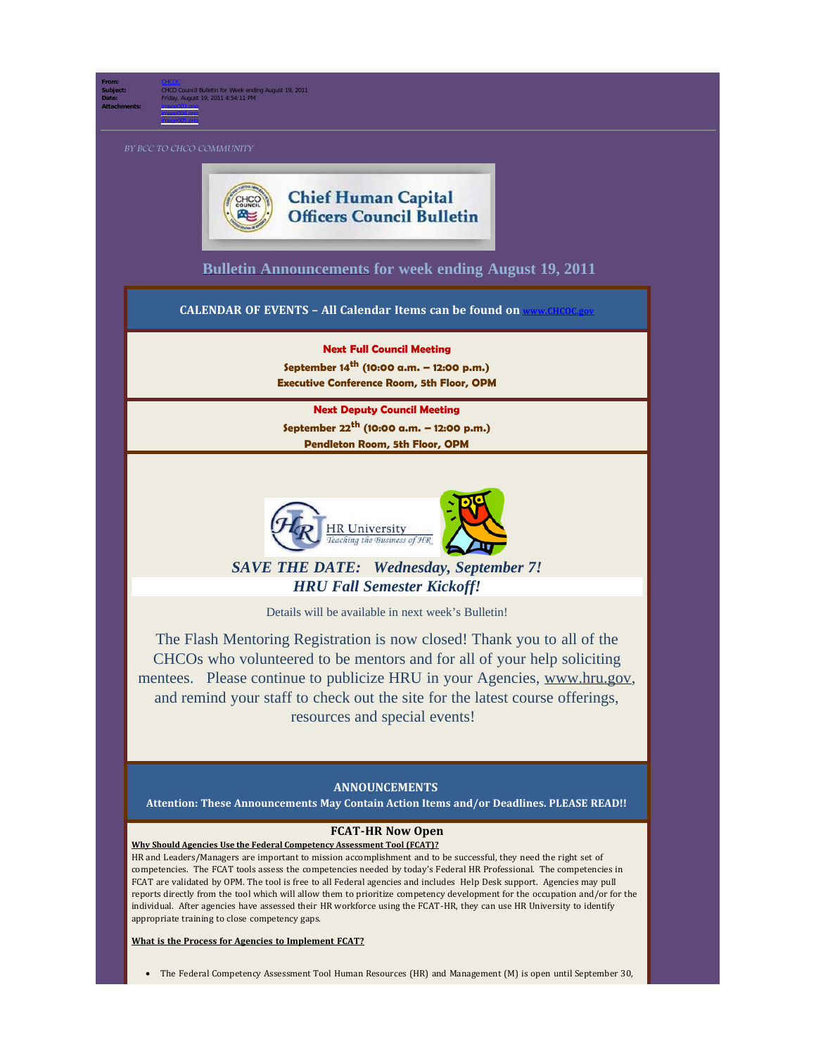**From:** CHCOC
**Subject:** CHCO Council Bulletin for Week ending August 19, 2011
**Date:** Friday, August 19, 2011 4:54:11 PM
**Attachments:** image003.png
image004.png
image005.png

BY BCC TO CHCO COMMUNITY

# Chief Human Capital Officers Council Bulletin

## Bulletin Announcements for week ending August 19, 2011

**CALENDAR OF EVENTS – All Calendar Items can be found on www.CHCOC.gov**

**Next Full Council Meeting**
**September 14th (10:00 a.m. – 12:00 p.m.)**
**Executive Conference Room, 5th Floor, OPM**

**Next Deputy Council Meeting**
**September 22th (10:00 a.m. – 12:00 p.m.)**
**Pendleton Room, 5th Floor, OPM**

HR University – Teaching the Business of HR

***SAVE THE DATE: Wednesday, September 7!***
***HRU Fall Semester Kickoff!***

Details will be available in next week's Bulletin!

The Flash Mentoring Registration is now closed! Thank you to all of the CHCOs who volunteered to be mentors and for all of your help soliciting mentees. Please continue to publicize HRU in your Agencies, www.hru.gov, and remind your staff to check out the site for the latest course offerings, resources and special events!

**ANNOUNCEMENTS**
**Attention: These Announcements May Contain Action Items and/or Deadlines. PLEASE READ!!**

### FCAT-HR Now Open

**Why Should Agencies Use the Federal Competency Assessment Tool (FCAT)?**

HR and Leaders/Managers are important to mission accomplishment and to be successful, they need the right set of competencies. The FCAT tools assess the competencies needed by today's Federal HR Professional. The competencies in FCAT are validated by OPM. The tool is free to all Federal agencies and includes Help Desk support. Agencies may pull reports directly from the tool which will allow them to prioritize competency development for the occupation and/or for the individual. After agencies have assessed their HR workforce using the FCAT-HR, they can use HR University to identify appropriate training to close competency gaps.

**What is the Process for Agencies to Implement FCAT?**

- The Federal Competency Assessment Tool Human Resources (HR) and Management (M) is open until September 30,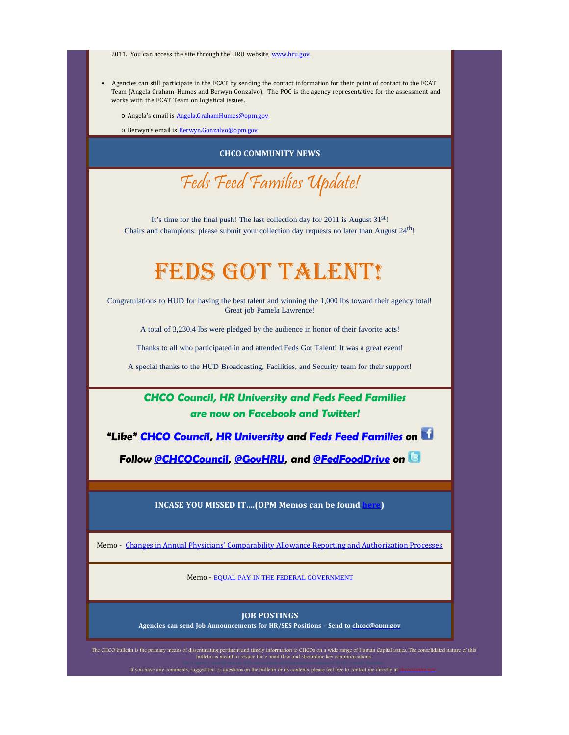2011. You can access the site through the HRU website, www.hru.gov.

- Agencies can still participate in the FCAT by sending the contact information for their point of contact to the FCAT Team (Angela Graham-Humes and Berwyn Gonzalvo). The POC is the agency representative for the assessment and works with the FCAT Team on logistical issues.
  - o Angela's email is Angela.GrahamHumes@opm.gov
  - o Berwyn's email is Berwyn.Gonzalvo@opm.gov

## CHCO COMMUNITY NEWS

### Feds Feed Families Update!

It's time for the final push! The last collection day for 2011 is August 31st!
Chairs and champions: please submit your collection day requests no later than August 24th!

### FEDS GOT TALENT!

Congratulations to HUD for having the best talent and winning the 1,000 lbs toward their agency total! Great job Pamela Lawrence!

A total of 3,230.4 lbs were pledged by the audience in honor of their favorite acts!

Thanks to all who participated in and attended Feds Got Talent! It was a great event!

A special thanks to the HUD Broadcasting, Facilities, and Security team for their support!

***CHCO Council, HR University and Feds Feed Families are now on Facebook and Twitter!***

***"Like" CHCO Council, HR University and Feds Feed Families on***

***Follow @CHCOCouncil, @GovHRU, and @FedFoodDrive on***

## INCASE YOU MISSED IT….(OPM Memos can be found here)

Memo - Changes in Annual Physicians' Comparability Allowance Reporting and Authorization Processes

Memo - EQUAL PAY IN THE FEDERAL GOVERNMENT

## JOB POSTINGS

**Agencies can send Job Announcements for HR/SES Positions – Send to chcoc@opm.gov**

The CHCO bulletin is the primary means of disseminating pertinent and timely information to CHCOs on a wide range of Human Capital issues. The consolidated nature of this bulletin is meant to reduce the e-mail flow and streamline key communications.

If you have any comments, suggestions or questions on the bulletin or its contents, please feel free to contact me directly at chcoc@opm.gov